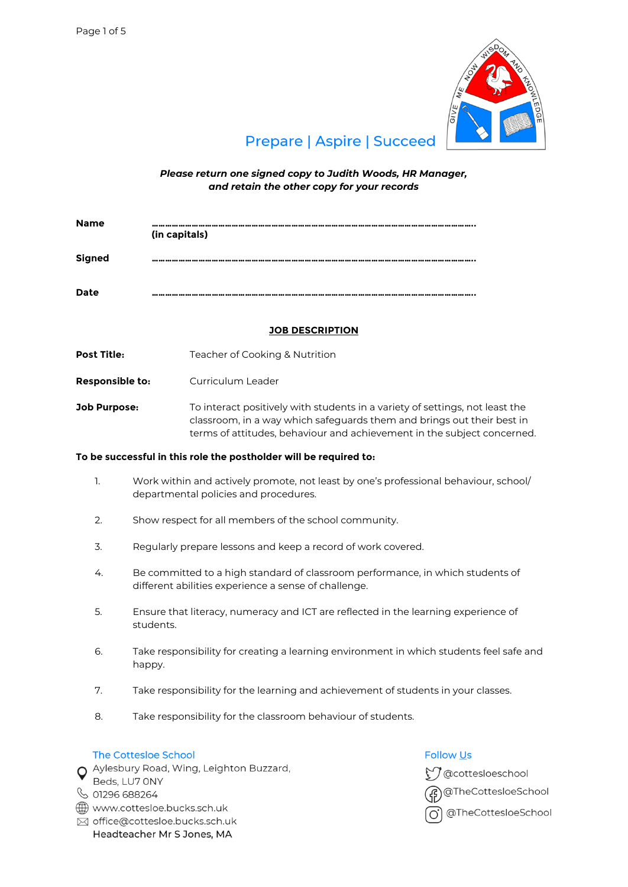Prepare | Aspire | Succeed

***Please return one signed copy to Judith Woods, HR Manager, and retain the other copy for your records***

**Name** ……………………………………………………………………………………………………….
**(in capitals)**

**Signed** ……………………………………………………………………………………………………….

**Date** ……………………………………………………………………………………………………….

## JOB DESCRIPTION

**Post Title:** Teacher of Cooking & Nutrition

**Responsible to:** Curriculum Leader

**Job Purpose:** To interact positively with students in a variety of settings, not least the classroom, in a way which safeguards them and brings out their best in terms of attitudes, behaviour and achievement in the subject concerned.

**To be successful in this role the postholder will be required to:**

1. Work within and actively promote, not least by one's professional behaviour, school/ departmental policies and procedures.
2. Show respect for all members of the school community.
3. Regularly prepare lessons and keep a record of work covered.
4. Be committed to a high standard of classroom performance, in which students of different abilities experience a sense of challenge.
5. Ensure that literacy, numeracy and ICT are reflected in the learning experience of students.
6. Take responsibility for creating a learning environment in which students feel safe and happy.
7. Take responsibility for the learning and achievement of students in your classes.
8. Take responsibility for the classroom behaviour of students.

The Cottesloe School
Aylesbury Road, Wing, Leighton Buzzard, Beds, LU7 0NY
01296 688264
www.cottesloe.bucks.sch.uk
office@cottesloe.bucks.sch.uk
Headteacher Mr S Jones, MA

Follow Us
@cottesloeschool
@TheCottesloeSchool
@TheCottesloeSchool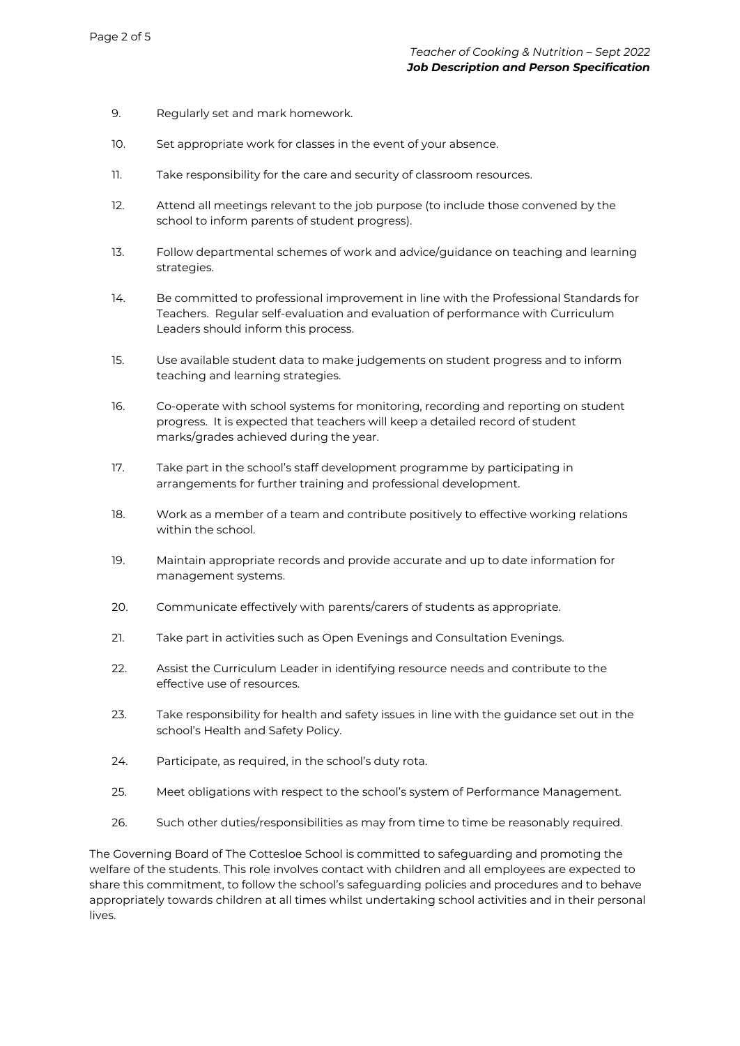9. Regularly set and mark homework.

10. Set appropriate work for classes in the event of your absence.

11. Take responsibility for the care and security of classroom resources.

12. Attend all meetings relevant to the job purpose (to include those convened by the school to inform parents of student progress).

13. Follow departmental schemes of work and advice/guidance on teaching and learning strategies.

14. Be committed to professional improvement in line with the Professional Standards for Teachers. Regular self-evaluation and evaluation of performance with Curriculum Leaders should inform this process.

15. Use available student data to make judgements on student progress and to inform teaching and learning strategies.

16. Co-operate with school systems for monitoring, recording and reporting on student progress. It is expected that teachers will keep a detailed record of student marks/grades achieved during the year.

17. Take part in the school's staff development programme by participating in arrangements for further training and professional development.

18. Work as a member of a team and contribute positively to effective working relations within the school.

19. Maintain appropriate records and provide accurate and up to date information for management systems.

20. Communicate effectively with parents/carers of students as appropriate.

21. Take part in activities such as Open Evenings and Consultation Evenings.

22. Assist the Curriculum Leader in identifying resource needs and contribute to the effective use of resources.

23. Take responsibility for health and safety issues in line with the guidance set out in the school's Health and Safety Policy.

24. Participate, as required, in the school's duty rota.

25. Meet obligations with respect to the school's system of Performance Management.

26. Such other duties/responsibilities as may from time to time be reasonably required.

The Governing Board of The Cottesloe School is committed to safeguarding and promoting the welfare of the students. This role involves contact with children and all employees are expected to share this commitment, to follow the school's safeguarding policies and procedures and to behave appropriately towards children at all times whilst undertaking school activities and in their personal lives.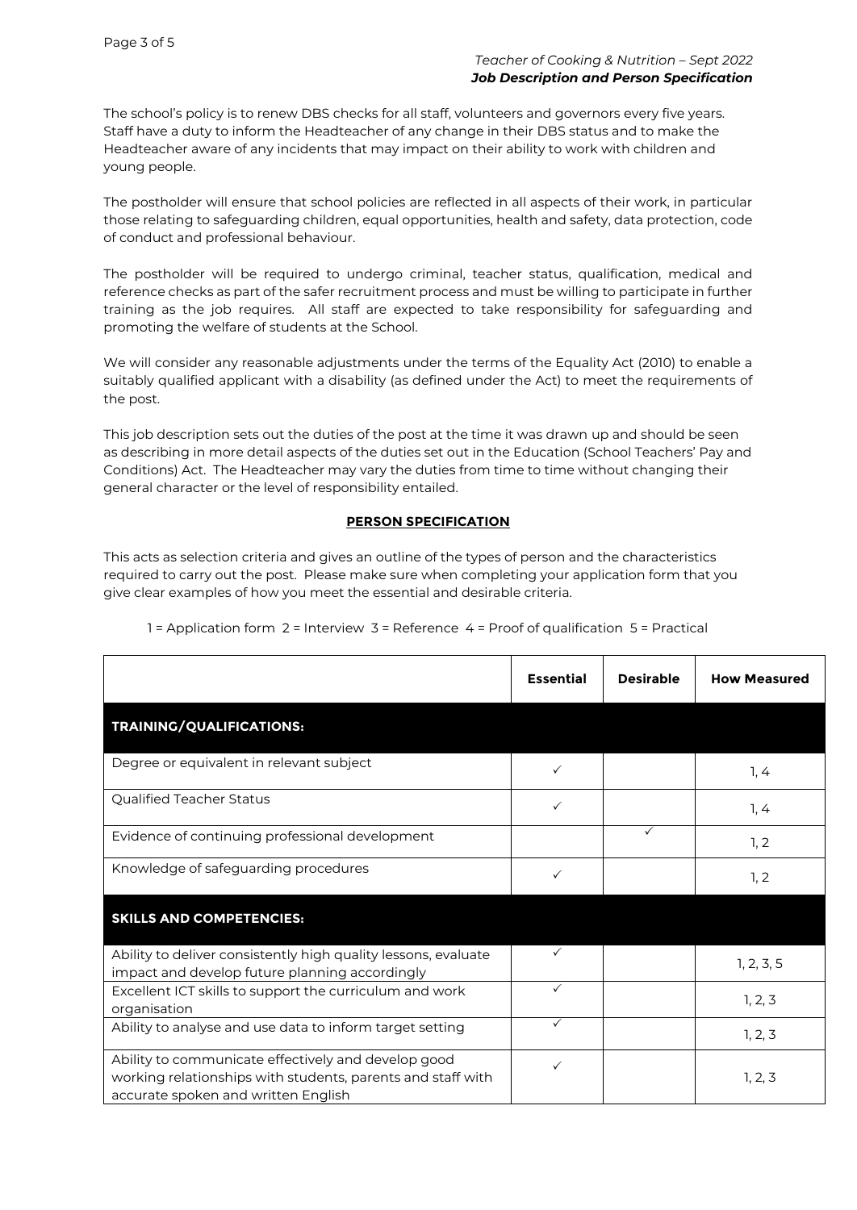The school's policy is to renew DBS checks for all staff, volunteers and governors every five years. Staff have a duty to inform the Headteacher of any change in their DBS status and to make the Headteacher aware of any incidents that may impact on their ability to work with children and young people.

The postholder will ensure that school policies are reflected in all aspects of their work, in particular those relating to safeguarding children, equal opportunities, health and safety, data protection, code of conduct and professional behaviour.

The postholder will be required to undergo criminal, teacher status, qualification, medical and reference checks as part of the safer recruitment process and must be willing to participate in further training as the job requires. All staff are expected to take responsibility for safeguarding and promoting the welfare of students at the School.

We will consider any reasonable adjustments under the terms of the Equality Act (2010) to enable a suitably qualified applicant with a disability (as defined under the Act) to meet the requirements of the post.

This job description sets out the duties of the post at the time it was drawn up and should be seen as describing in more detail aspects of the duties set out in the Education (School Teachers' Pay and Conditions) Act. The Headteacher may vary the duties from time to time without changing their general character or the level of responsibility entailed.

## PERSON SPECIFICATION

This acts as selection criteria and gives an outline of the types of person and the characteristics required to carry out the post. Please make sure when completing your application form that you give clear examples of how you meet the essential and desirable criteria.

1 = Application form 2 = Interview 3 = Reference 4 = Proof of qualification 5 = Practical

| | Essential | Desirable | How Measured |
|---|---|---|---|
| **TRAINING/QUALIFICATIONS:** | | | |
| Degree or equivalent in relevant subject | ✓ | | 1, 4 |
| Qualified Teacher Status | ✓ | | 1, 4 |
| Evidence of continuing professional development | | ✓ | 1, 2 |
| Knowledge of safeguarding procedures | ✓ | | 1, 2 |
| **SKILLS AND COMPETENCIES:** | | | |
| Ability to deliver consistently high quality lessons, evaluate impact and develop future planning accordingly | ✓ | | 1, 2, 3, 5 |
| Excellent ICT skills to support the curriculum and work organisation | ✓ | | 1, 2, 3 |
| Ability to analyse and use data to inform target setting | ✓ | | 1, 2, 3 |
| Ability to communicate effectively and develop good working relationships with students, parents and staff with accurate spoken and written English | ✓ | | 1, 2, 3 |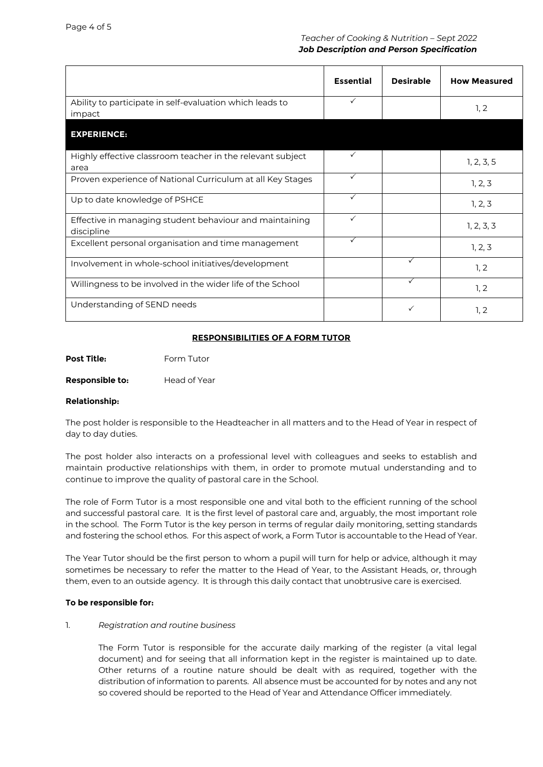| | Essential | Desirable | How Measured |
|---|---|---|---|
| Ability to participate in self-evaluation which leads to impact | ✓ | | 1, 2 |
| **EXPERIENCE:** | | | |
| Highly effective classroom teacher in the relevant subject area | ✓ | | 1, 2, 3, 5 |
| Proven experience of National Curriculum at all Key Stages | ✓ | | 1, 2, 3 |
| Up to date knowledge of PSHCE | ✓ | | 1, 2, 3 |
| Effective in managing student behaviour and maintaining discipline | ✓ | | 1, 2, 3, 3 |
| Excellent personal organisation and time management | ✓ | | 1, 2, 3 |
| Involvement in whole-school initiatives/development | | ✓ | 1, 2 |
| Willingness to be involved in the wider life of the School | | ✓ | 1, 2 |
| Understanding of SEND needs | | ✓ | 1, 2 |

## RESPONSIBILITIES OF A FORM TUTOR

**Post Title:** Form Tutor

**Responsible to:** Head of Year

**Relationship:**

The post holder is responsible to the Headteacher in all matters and to the Head of Year in respect of day to day duties.

The post holder also interacts on a professional level with colleagues and seeks to establish and maintain productive relationships with them, in order to promote mutual understanding and to continue to improve the quality of pastoral care in the School.

The role of Form Tutor is a most responsible one and vital both to the efficient running of the school and successful pastoral care. It is the first level of pastoral care and, arguably, the most important role in the school. The Form Tutor is the key person in terms of regular daily monitoring, setting standards and fostering the school ethos. For this aspect of work, a Form Tutor is accountable to the Head of Year.

The Year Tutor should be the first person to whom a pupil will turn for help or advice, although it may sometimes be necessary to refer the matter to the Head of Year, to the Assistant Heads, or, through them, even to an outside agency. It is through this daily contact that unobtrusive care is exercised.

**To be responsible for:**

1. *Registration and routine business*

   The Form Tutor is responsible for the accurate daily marking of the register (a vital legal document) and for seeing that all information kept in the register is maintained up to date. Other returns of a routine nature should be dealt with as required, together with the distribution of information to parents. All absence must be accounted for by notes and any not so covered should be reported to the Head of Year and Attendance Officer immediately.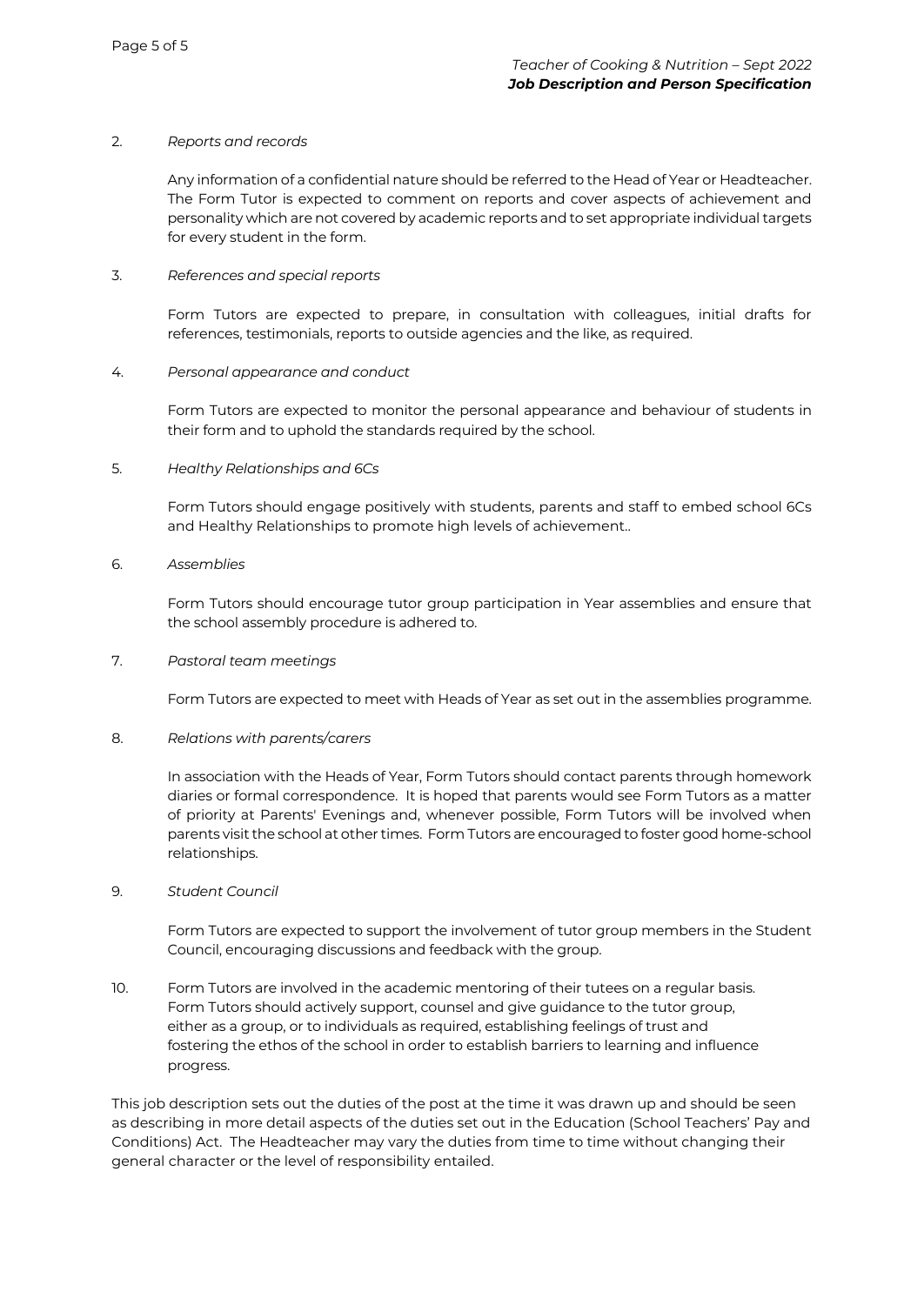2. *Reports and records*

   Any information of a confidential nature should be referred to the Head of Year or Headteacher. The Form Tutor is expected to comment on reports and cover aspects of achievement and personality which are not covered by academic reports and to set appropriate individual targets for every student in the form.

3. *References and special reports*

   Form Tutors are expected to prepare, in consultation with colleagues, initial drafts for references, testimonials, reports to outside agencies and the like, as required.

4. *Personal appearance and conduct*

   Form Tutors are expected to monitor the personal appearance and behaviour of students in their form and to uphold the standards required by the school.

5. *Healthy Relationships and 6Cs*

   Form Tutors should engage positively with students, parents and staff to embed school 6Cs and Healthy Relationships to promote high levels of achievement..

6. *Assemblies*

   Form Tutors should encourage tutor group participation in Year assemblies and ensure that the school assembly procedure is adhered to.

7. *Pastoral team meetings*

   Form Tutors are expected to meet with Heads of Year as set out in the assemblies programme.

8. *Relations with parents/carers*

   In association with the Heads of Year, Form Tutors should contact parents through homework diaries or formal correspondence. It is hoped that parents would see Form Tutors as a matter of priority at Parents' Evenings and, whenever possible, Form Tutors will be involved when parents visit the school at other times. Form Tutors are encouraged to foster good home-school relationships.

9. *Student Council*

   Form Tutors are expected to support the involvement of tutor group members in the Student Council, encouraging discussions and feedback with the group.

10. Form Tutors are involved in the academic mentoring of their tutees on a regular basis. Form Tutors should actively support, counsel and give guidance to the tutor group, either as a group, or to individuals as required, establishing feelings of trust and fostering the ethos of the school in order to establish barriers to learning and influence progress.

This job description sets out the duties of the post at the time it was drawn up and should be seen as describing in more detail aspects of the duties set out in the Education (School Teachers' Pay and Conditions) Act. The Headteacher may vary the duties from time to time without changing their general character or the level of responsibility entailed.